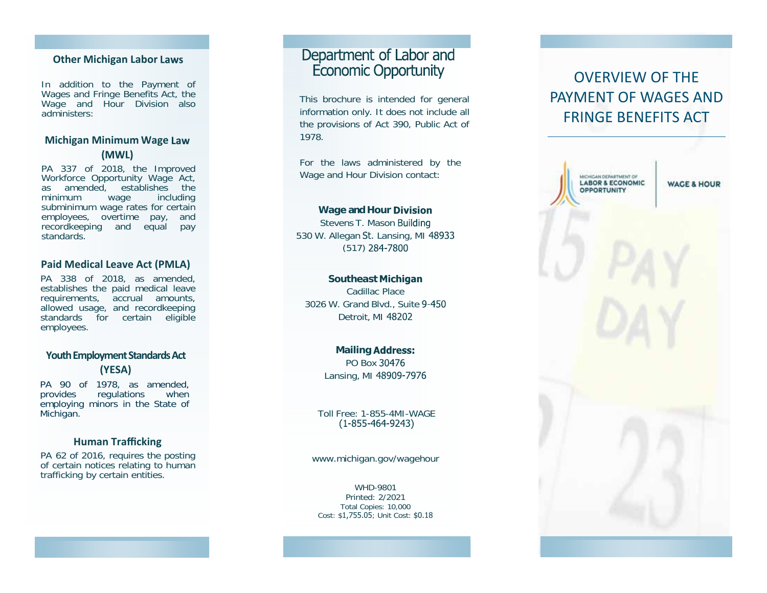## Other Michigan Labor Laws

In addition to the Payment of Wages and Fringe Benefits Act, the Wage and Hour Division also administers:

### Michigan Minimum Wage Law (MWL)

PA 337 of 2018, the Improved Workforce Opportunity Wage Act, as amended, establishes the minimum wage including subminimum wage rates for certain employees, overtime pay, and recordkeeping and equal pay standards.

### Paid Medical Leave Act (PMLA)

PA 338 of 2018, as amended, establishes the paid medical leave requirements, accrual amounts, allowed usage, and recordkeeping standards for certain eligible employees.

### Youth Employment Standards Act (YESA)

PA 90 of 1978, as amended, provides regulations when employing minors in the State of Michigan.

### Human Trafficking

PA 62 of 2016, requires the posting of certain notices relating to human trafficking by certain entities.

## Department of Labor and Economic Opportunity

This brochure is intended for general information only. It does not include all the provisions of Act 390, Public Act of 1978.

For the laws administered by the Wage and Hour Division contact:

**Wage and Hour Division**
Stevens T. Mason Building
530 W. Allegan St. Lansing, MI 48933
(517) 284-7800

**Southeast Michigan**
Cadillac Place
3026 W. Grand Blvd., Suite 9-450
Detroit, MI 48202

**Mailing Address:**
PO Box 30476
Lansing, MI 48909-7976

Toll Free: 1-855-4MI-WAGE
(1-855-464-9243)

www.michigan.gov/wagehour

WHD-9801
Printed: 2/2021
Total Copies: 10,000
Cost: $1,755.05; Unit Cost: $0.18

# OVERVIEW OF THE PAYMENT OF WAGES AND FRINGE BENEFITS ACT

MICHIGAN DEPARTMENT OF LABOR & ECONOMIC OPPORTUNITY | WAGE & HOUR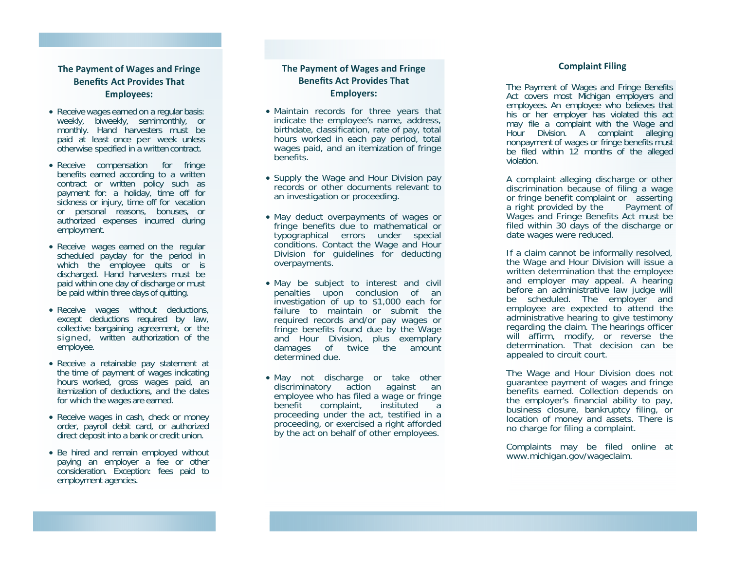## The Payment of Wages and Fringe Benefits Act Provides That Employees:

- Receive wages earned on a regular basis: weekly, biweekly, semimonthly, or monthly. Hand harvesters must be paid at least once per week unless otherwise specified in a written contract.
- Receive compensation for fringe benefits earned according to a written contract or written policy such as payment for: a holiday, time off for sickness or injury, time off for vacation or personal reasons, bonuses, or authorized expenses incurred during employment.
- Receive wages earned on the regular scheduled payday for the period in which the employee quits or is discharged. Hand harvesters must be paid within one day of discharge or must be paid within three days of quitting.
- Receive wages without deductions, except deductions required by law, collective bargaining agreement, or the signed, written authorization of the employee.
- Receive a retainable pay statement at the time of payment of wages indicating hours worked, gross wages paid, an itemization of deductions, and the dates for which the wages are earned.
- Receive wages in cash, check or money order, payroll debit card, or authorized direct deposit into a bank or credit union.
- Be hired and remain employed without paying an employer a fee or other consideration. Exception: fees paid to employment agencies.

## The Payment of Wages and Fringe Benefits Act Provides That Employers:

- Maintain records for three years that indicate the employee's name, address, birthdate, classification, rate of pay, total hours worked in each pay period, total wages paid, and an itemization of fringe benefits.
- Supply the Wage and Hour Division pay records or other documents relevant to an investigation or proceeding.
- May deduct overpayments of wages or fringe benefits due to mathematical or typographical errors under special conditions. Contact the Wage and Hour Division for guidelines for deducting overpayments.
- May be subject to interest and civil penalties upon conclusion of an investigation of up to $1,000 each for failure to maintain or submit the required records and/or pay wages or fringe benefits found due by the Wage and Hour Division, plus exemplary damages of twice the amount determined due.
- May not discharge or take other discriminatory action against an employee who has filed a wage or fringe benefit complaint, instituted a proceeding under the act, testified in a proceeding, or exercised a right afforded by the act on behalf of other employees.

## Complaint Filing

The Payment of Wages and Fringe Benefits Act covers most Michigan employers and employees. An employee who believes that his or her employer has violated this act may file a complaint with the Wage and Hour Division. A complaint alleging nonpayment of wages or fringe benefits must be filed within 12 months of the alleged violation.

A complaint alleging discharge or other discrimination because of filing a wage or fringe benefit complaint or asserting a right provided by the Payment of Wages and Fringe Benefits Act must be filed within 30 days of the discharge or date wages were reduced.

If a claim cannot be informally resolved, the Wage and Hour Division will issue a written determination that the employee and employer may appeal. A hearing before an administrative law judge will be scheduled. The employer and employee are expected to attend the administrative hearing to give testimony regarding the claim. The hearings officer will affirm, modify, or reverse the determination. That decision can be appealed to circuit court.

The Wage and Hour Division does not guarantee payment of wages and fringe benefits earned. Collection depends on the employer's financial ability to pay, business closure, bankruptcy filing, or location of money and assets. There is no charge for filing a complaint.

Complaints may be filed online at www.michigan.gov/wageclaim.